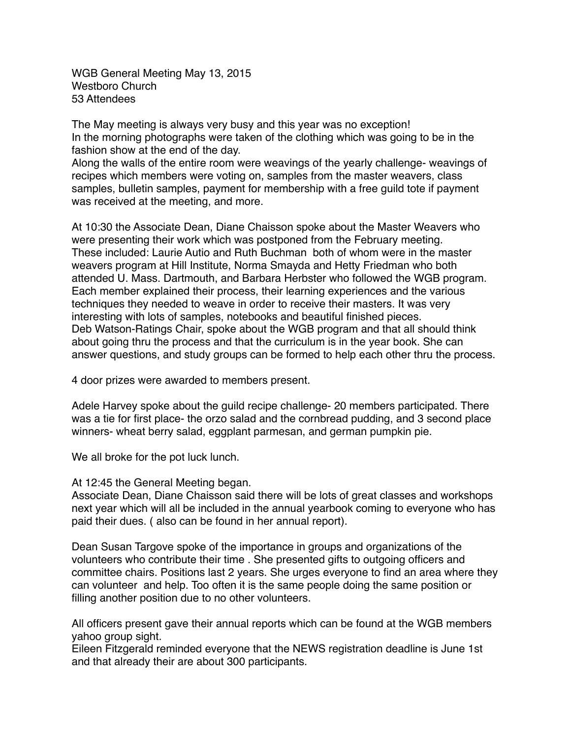WGB General Meeting May 13, 2015
Westboro Church
53 Attendees

The May meeting is always very busy and this year was no exception!
In the morning photographs were taken of the clothing which was going to be in the fashion show at the end of the day.
Along the walls of the entire room were weavings of the yearly challenge- weavings of recipes which members were voting on, samples from the master weavers, class samples, bulletin samples, payment for membership with a free guild tote if payment was received at the meeting, and more.

At 10:30 the Associate Dean, Diane Chaisson spoke about the Master Weavers who were presenting their work which was postponed from the February meeting.
These included: Laurie Autio and Ruth Buchman both of whom were in the master weavers program at Hill Institute, Norma Smayda and Hetty Friedman who both attended U. Mass. Dartmouth, and Barbara Herbster who followed the WGB program. Each member explained their process, their learning experiences and the various techniques they needed to weave in order to receive their masters. It was very interesting with lots of samples, notebooks and beautiful finished pieces.
Deb Watson-Ratings Chair, spoke about the WGB program and that all should think about going thru the process and that the curriculum is in the year book. She can answer questions, and study groups can be formed to help each other thru the process.

4 door prizes were awarded to members present.

Adele Harvey spoke about the guild recipe challenge- 20 members participated. There was a tie for first place- the orzo salad and the cornbread pudding, and 3 second place winners- wheat berry salad, eggplant parmesan, and german pumpkin pie.

We all broke for the pot luck lunch.

At 12:45 the General Meeting began.
Associate Dean, Diane Chaisson said there will be lots of great classes and workshops next year which will all be included in the annual yearbook coming to everyone who has paid their dues. ( also can be found in her annual report).

Dean Susan Targove spoke of the importance in groups and organizations of the volunteers who contribute their time . She presented gifts to outgoing officers and committee chairs. Positions last 2 years. She urges everyone to find an area where they can volunteer and help. Too often it is the same people doing the same position or filling another position due to no other volunteers.

All officers present gave their annual reports which can be found at the WGB members yahoo group sight.
Eileen Fitzgerald reminded everyone that the NEWS registration deadline is June 1st and that already their are about 300 participants.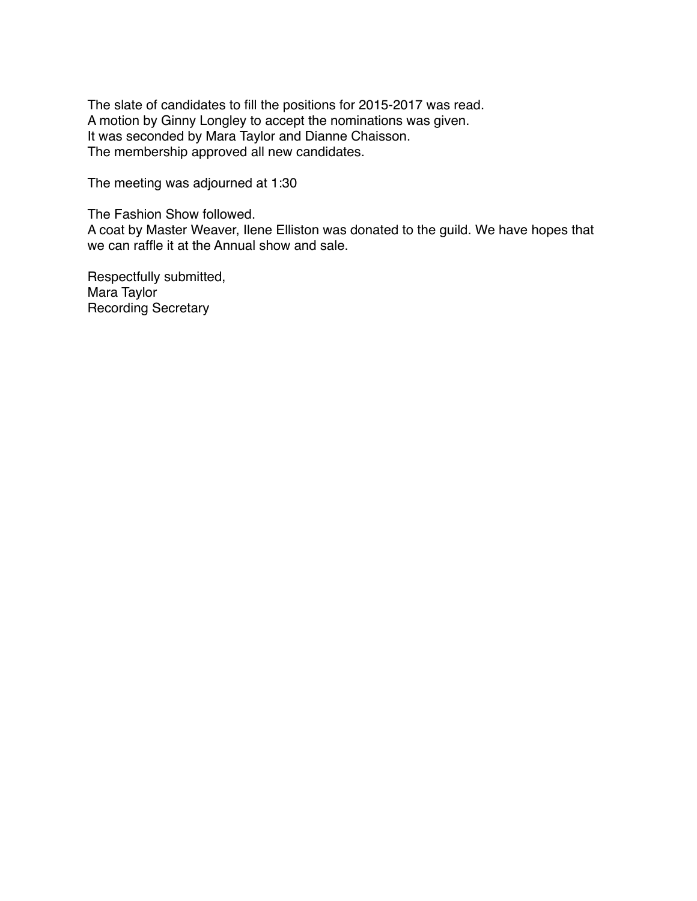The slate of candidates to fill the positions for 2015-2017 was read.
A motion by Ginny Longley to accept the nominations was given.
It was seconded by Mara Taylor and Dianne Chaisson.
The membership approved all new candidates.

The meeting was adjourned at 1:30

The Fashion Show followed.
A coat by Master Weaver, Ilene Elliston was donated to the guild. We have hopes that we can raffle it at the Annual show and sale.

Respectfully submitted,
Mara Taylor
Recording Secretary